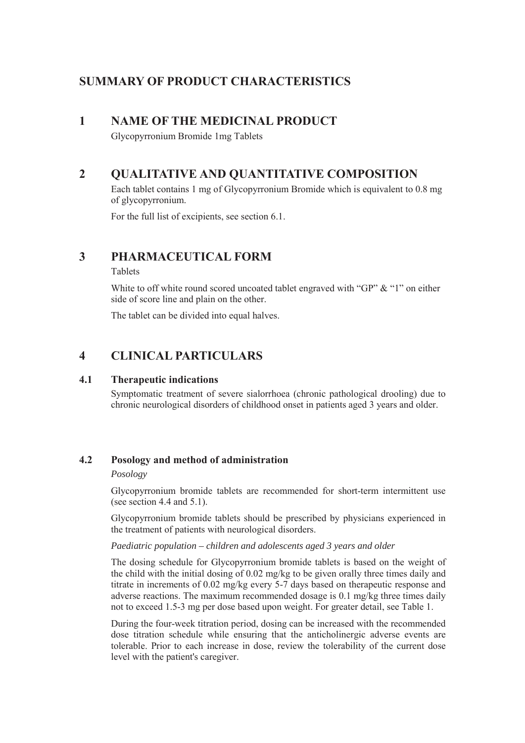# SUMMARY OF PRODUCT CHARACTERISTICS

## 1 NAME OF THE MEDICINAL PRODUCT

Glycopyrronium Bromide 1mg Tablets

## 2 QUALITATIVE AND QUANTITATIVE COMPOSITION

Each tablet contains 1 mg of Glycopyrronium Bromide which is equivalent to 0.8 mg of glycopyrronium.

For the full list of excipients, see section 6.1.

## 3 PHARMACEUTICAL FORM

Tablets

White to off white round scored uncoated tablet engraved with "GP" & "1" on either side of score line and plain on the other.

The tablet can be divided into equal halves.

## 4 CLINICAL PARTICULARS

### 4.1 Therapeutic indications

Symptomatic treatment of severe sialorrhoea (chronic pathological drooling) due to chronic neurological disorders of childhood onset in patients aged 3 years and older.

### 4.2 Posology and method of administration

*Posology*

Glycopyrronium bromide tablets are recommended for short-term intermittent use (see section 4.4 and 5.1).

Glycopyrronium bromide tablets should be prescribed by physicians experienced in the treatment of patients with neurological disorders.

*Paediatric population – children and adolescents aged 3 years and older*

The dosing schedule for Glycopyrronium bromide tablets is based on the weight of the child with the initial dosing of 0.02 mg/kg to be given orally three times daily and titrate in increments of 0.02 mg/kg every 5-7 days based on therapeutic response and adverse reactions. The maximum recommended dosage is 0.1 mg/kg three times daily not to exceed 1.5-3 mg per dose based upon weight. For greater detail, see Table 1.

During the four-week titration period, dosing can be increased with the recommended dose titration schedule while ensuring that the anticholinergic adverse events are tolerable. Prior to each increase in dose, review the tolerability of the current dose level with the patient's caregiver.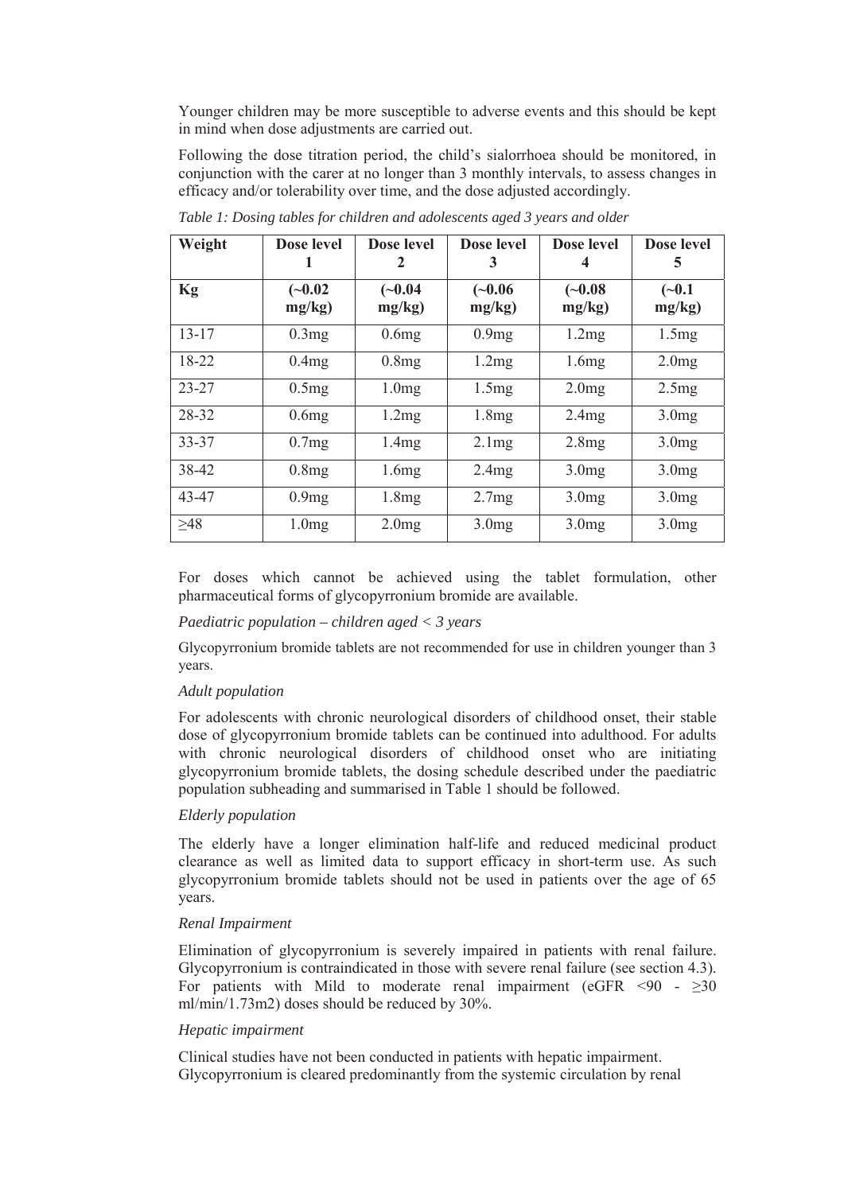Younger children may be more susceptible to adverse events and this should be kept in mind when dose adjustments are carried out.

Following the dose titration period, the child's sialorrhoea should be monitored, in conjunction with the carer at no longer than 3 monthly intervals, to assess changes in efficacy and/or tolerability over time, and the dose adjusted accordingly.

*Table 1: Dosing tables for children and adolescents aged 3 years and older*

| Weight | Dose level 1 | Dose level 2 | Dose level 3 | Dose level 4 | Dose level 5 |
|---|---|---|---|---|---|
| **Kg** | **(~0.02 mg/kg)** | **(~0.04 mg/kg)** | **(~0.06 mg/kg)** | **(~0.08 mg/kg)** | **(~0.1 mg/kg)** |
| 13-17 | 0.3mg | 0.6mg | 0.9mg | 1.2mg | 1.5mg |
| 18-22 | 0.4mg | 0.8mg | 1.2mg | 1.6mg | 2.0mg |
| 23-27 | 0.5mg | 1.0mg | 1.5mg | 2.0mg | 2.5mg |
| 28-32 | 0.6mg | 1.2mg | 1.8mg | 2.4mg | 3.0mg |
| 33-37 | 0.7mg | 1.4mg | 2.1mg | 2.8mg | 3.0mg |
| 38-42 | 0.8mg | 1.6mg | 2.4mg | 3.0mg | 3.0mg |
| 43-47 | 0.9mg | 1.8mg | 2.7mg | 3.0mg | 3.0mg |
| ≥48 | 1.0mg | 2.0mg | 3.0mg | 3.0mg | 3.0mg |

For doses which cannot be achieved using the tablet formulation, other pharmaceutical forms of glycopyrronium bromide are available.

*Paediatric population – children aged < 3 years*

Glycopyrronium bromide tablets are not recommended for use in children younger than 3 years.

*Adult population*

For adolescents with chronic neurological disorders of childhood onset, their stable dose of glycopyrronium bromide tablets can be continued into adulthood. For adults with chronic neurological disorders of childhood onset who are initiating glycopyrronium bromide tablets, the dosing schedule described under the paediatric population subheading and summarised in Table 1 should be followed.

*Elderly population*

The elderly have a longer elimination half-life and reduced medicinal product clearance as well as limited data to support efficacy in short-term use. As such glycopyrronium bromide tablets should not be used in patients over the age of 65 years.

*Renal Impairment*

Elimination of glycopyrronium is severely impaired in patients with renal failure. Glycopyrronium is contraindicated in those with severe renal failure (see section 4.3). For patients with Mild to moderate renal impairment (eGFR <90 - ≥30 ml/min/1.73m2) doses should be reduced by 30%.

*Hepatic impairment*

Clinical studies have not been conducted in patients with hepatic impairment. Glycopyrronium is cleared predominantly from the systemic circulation by renal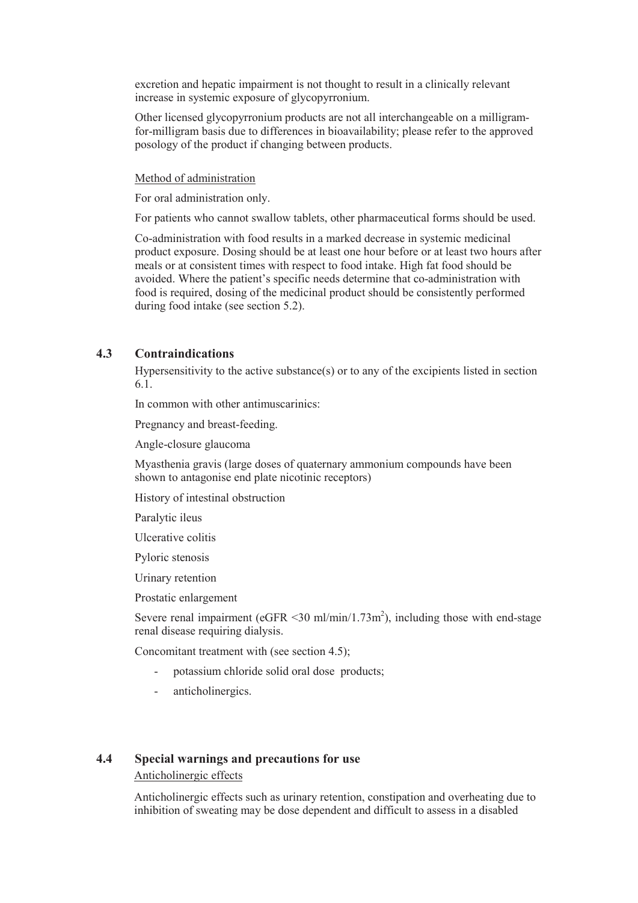excretion and hepatic impairment is not thought to result in a clinically relevant increase in systemic exposure of glycopyrronium.

Other licensed glycopyrronium products are not all interchangeable on a milligram-for-milligram basis due to differences in bioavailability; please refer to the approved posology of the product if changing between products.

Method of administration

For oral administration only.

For patients who cannot swallow tablets, other pharmaceutical forms should be used.

Co-administration with food results in a marked decrease in systemic medicinal product exposure. Dosing should be at least one hour before or at least two hours after meals or at consistent times with respect to food intake. High fat food should be avoided. Where the patient's specific needs determine that co-administration with food is required, dosing of the medicinal product should be consistently performed during food intake (see section 5.2).

## 4.3 Contraindications

Hypersensitivity to the active substance(s) or to any of the excipients listed in section 6.1.

In common with other antimuscarinics:

Pregnancy and breast-feeding.

Angle-closure glaucoma

Myasthenia gravis (large doses of quaternary ammonium compounds have been shown to antagonise end plate nicotinic receptors)

History of intestinal obstruction

Paralytic ileus

Ulcerative colitis

Pyloric stenosis

Urinary retention

Prostatic enlargement

Severe renal impairment (eGFR <30 ml/min/1.73m$^2$), including those with end-stage renal disease requiring dialysis.

Concomitant treatment with (see section 4.5);

- potassium chloride solid oral dose products;
- anticholinergics.

## 4.4 Special warnings and precautions for use

Anticholinergic effects

Anticholinergic effects such as urinary retention, constipation and overheating due to inhibition of sweating may be dose dependent and difficult to assess in a disabled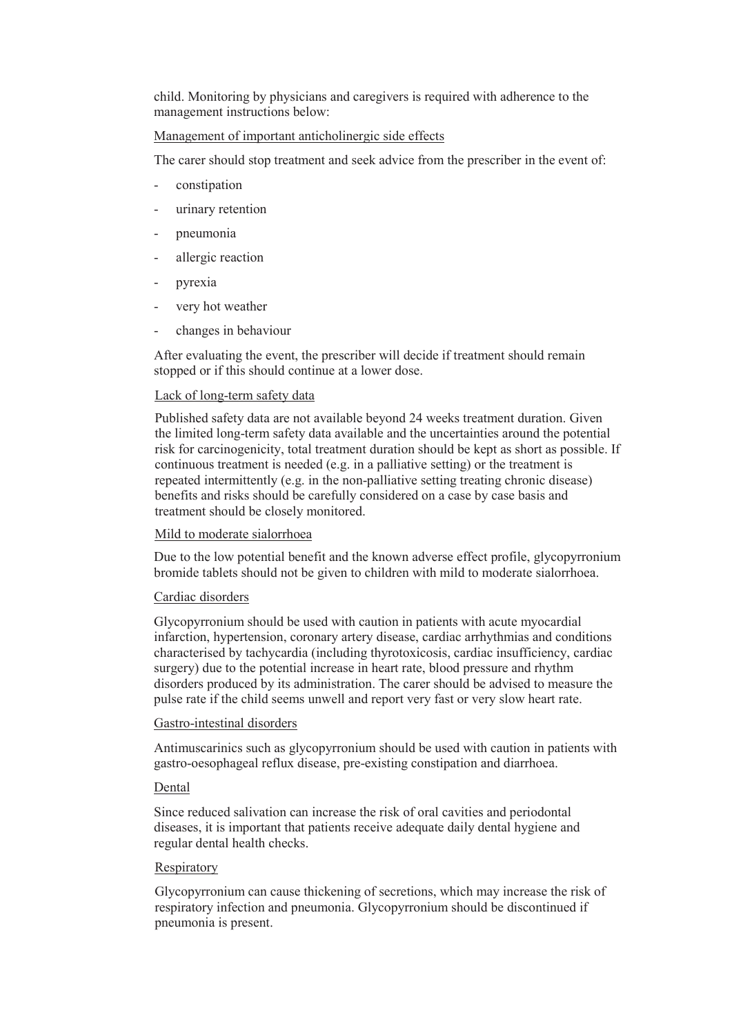child. Monitoring by physicians and caregivers is required with adherence to the management instructions below:

Management of important anticholinergic side effects

The carer should stop treatment and seek advice from the prescriber in the event of:

- constipation
- urinary retention
- pneumonia
- allergic reaction
- pyrexia
- very hot weather
- changes in behaviour

After evaluating the event, the prescriber will decide if treatment should remain stopped or if this should continue at a lower dose.

Lack of long-term safety data

Published safety data are not available beyond 24 weeks treatment duration. Given the limited long-term safety data available and the uncertainties around the potential risk for carcinogenicity, total treatment duration should be kept as short as possible. If continuous treatment is needed (e.g. in a palliative setting) or the treatment is repeated intermittently (e.g. in the non-palliative setting treating chronic disease) benefits and risks should be carefully considered on a case by case basis and treatment should be closely monitored.

Mild to moderate sialorrhoea

Due to the low potential benefit and the known adverse effect profile, glycopyrronium bromide tablets should not be given to children with mild to moderate sialorrhoea.

Cardiac disorders

Glycopyrronium should be used with caution in patients with acute myocardial infarction, hypertension, coronary artery disease, cardiac arrhythmias and conditions characterised by tachycardia (including thyrotoxicosis, cardiac insufficiency, cardiac surgery) due to the potential increase in heart rate, blood pressure and rhythm disorders produced by its administration. The carer should be advised to measure the pulse rate if the child seems unwell and report very fast or very slow heart rate.

Gastro-intestinal disorders

Antimuscarinics such as glycopyrronium should be used with caution in patients with gastro-oesophageal reflux disease, pre-existing constipation and diarrhoea.

Dental

Since reduced salivation can increase the risk of oral cavities and periodontal diseases, it is important that patients receive adequate daily dental hygiene and regular dental health checks.

Respiratory

Glycopyrronium can cause thickening of secretions, which may increase the risk of respiratory infection and pneumonia. Glycopyrronium should be discontinued if pneumonia is present.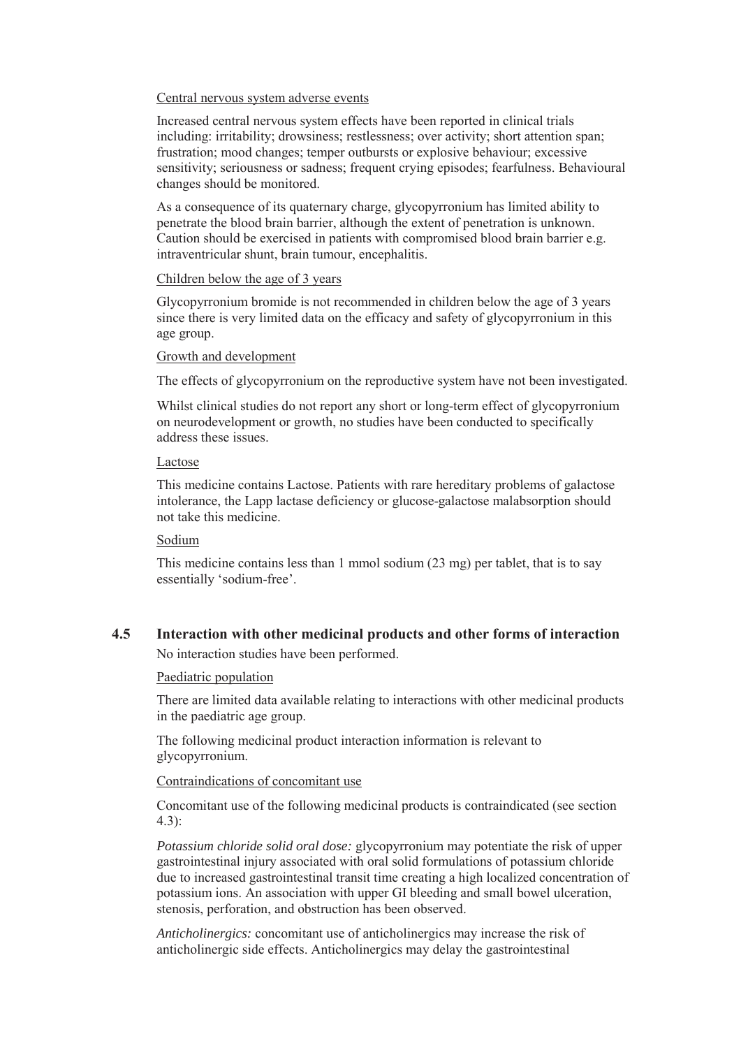Central nervous system adverse events

Increased central nervous system effects have been reported in clinical trials including: irritability; drowsiness; restlessness; over activity; short attention span; frustration; mood changes; temper outbursts or explosive behaviour; excessive sensitivity; seriousness or sadness; frequent crying episodes; fearfulness. Behavioural changes should be monitored.

As a consequence of its quaternary charge, glycopyrronium has limited ability to penetrate the blood brain barrier, although the extent of penetration is unknown. Caution should be exercised in patients with compromised blood brain barrier e.g. intraventricular shunt, brain tumour, encephalitis.

Children below the age of 3 years

Glycopyrronium bromide is not recommended in children below the age of 3 years since there is very limited data on the efficacy and safety of glycopyrronium in this age group.

Growth and development

The effects of glycopyrronium on the reproductive system have not been investigated.

Whilst clinical studies do not report any short or long-term effect of glycopyrronium on neurodevelopment or growth, no studies have been conducted to specifically address these issues.

Lactose

This medicine contains Lactose. Patients with rare hereditary problems of galactose intolerance, the Lapp lactase deficiency or glucose-galactose malabsorption should not take this medicine.

Sodium

This medicine contains less than 1 mmol sodium (23 mg) per tablet, that is to say essentially 'sodium-free'.

## 4.5 Interaction with other medicinal products and other forms of interaction

No interaction studies have been performed.

Paediatric population

There are limited data available relating to interactions with other medicinal products in the paediatric age group.

The following medicinal product interaction information is relevant to glycopyrronium.

Contraindications of concomitant use

Concomitant use of the following medicinal products is contraindicated (see section 4.3):

*Potassium chloride solid oral dose:* glycopyrronium may potentiate the risk of upper gastrointestinal injury associated with oral solid formulations of potassium chloride due to increased gastrointestinal transit time creating a high localized concentration of potassium ions. An association with upper GI bleeding and small bowel ulceration, stenosis, perforation, and obstruction has been observed.

*Anticholinergics:* concomitant use of anticholinergics may increase the risk of anticholinergic side effects. Anticholinergics may delay the gastrointestinal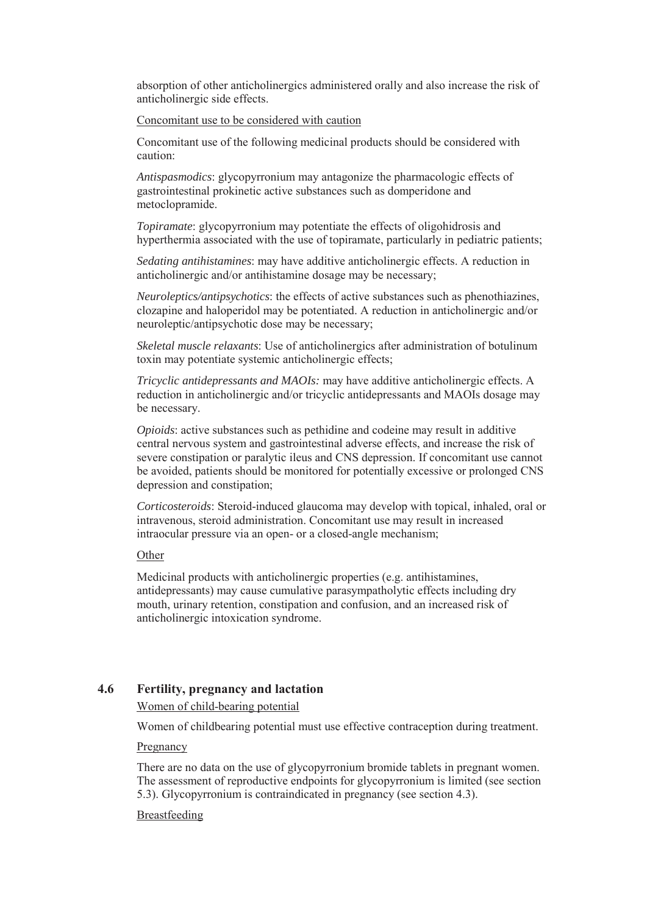absorption of other anticholinergics administered orally and also increase the risk of anticholinergic side effects.

Concomitant use to be considered with caution

Concomitant use of the following medicinal products should be considered with caution:

*Antispasmodics*: glycopyrronium may antagonize the pharmacologic effects of gastrointestinal prokinetic active substances such as domperidone and metoclopramide.

*Topiramate*: glycopyrronium may potentiate the effects of oligohidrosis and hyperthermia associated with the use of topiramate, particularly in pediatric patients;

*Sedating antihistamines*: may have additive anticholinergic effects. A reduction in anticholinergic and/or antihistamine dosage may be necessary;

*Neuroleptics/antipsychotics*: the effects of active substances such as phenothiazines, clozapine and haloperidol may be potentiated. A reduction in anticholinergic and/or neuroleptic/antipsychotic dose may be necessary;

*Skeletal muscle relaxants*: Use of anticholinergics after administration of botulinum toxin may potentiate systemic anticholinergic effects;

*Tricyclic antidepressants and MAOIs:* may have additive anticholinergic effects. A reduction in anticholinergic and/or tricyclic antidepressants and MAOIs dosage may be necessary.

*Opioids*: active substances such as pethidine and codeine may result in additive central nervous system and gastrointestinal adverse effects, and increase the risk of severe constipation or paralytic ileus and CNS depression. If concomitant use cannot be avoided, patients should be monitored for potentially excessive or prolonged CNS depression and constipation;

*Corticosteroids*: Steroid-induced glaucoma may develop with topical, inhaled, oral or intravenous, steroid administration. Concomitant use may result in increased intraocular pressure via an open- or a closed-angle mechanism;

Other

Medicinal products with anticholinergic properties (e.g. antihistamines, antidepressants) may cause cumulative parasympatholytic effects including dry mouth, urinary retention, constipation and confusion, and an increased risk of anticholinergic intoxication syndrome.

## 4.6 Fertility, pregnancy and lactation

Women of child-bearing potential

Women of childbearing potential must use effective contraception during treatment.

Pregnancy

There are no data on the use of glycopyrronium bromide tablets in pregnant women. The assessment of reproductive endpoints for glycopyrronium is limited (see section 5.3). Glycopyrronium is contraindicated in pregnancy (see section 4.3).

Breastfeeding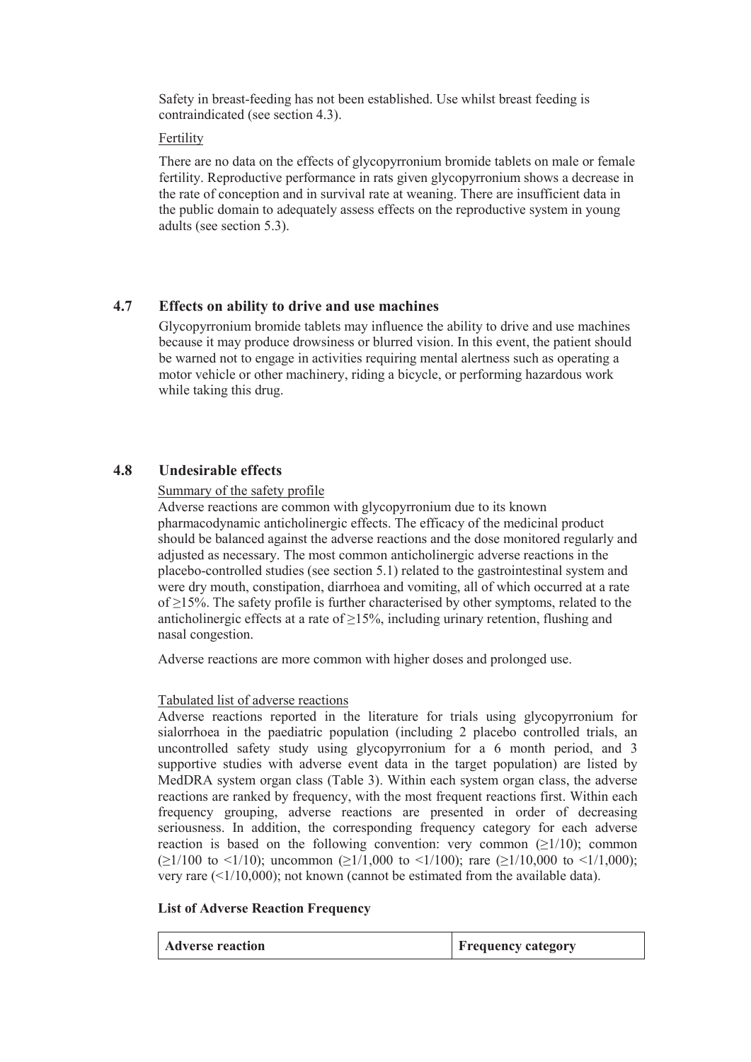Safety in breast-feeding has not been established. Use whilst breast feeding is contraindicated (see section 4.3).

Fertility

There are no data on the effects of glycopyrronium bromide tablets on male or female fertility. Reproductive performance in rats given glycopyrronium shows a decrease in the rate of conception and in survival rate at weaning. There are insufficient data in the public domain to adequately assess effects on the reproductive system in young adults (see section 5.3).

## 4.7 Effects on ability to drive and use machines

Glycopyrronium bromide tablets may influence the ability to drive and use machines because it may produce drowsiness or blurred vision. In this event, the patient should be warned not to engage in activities requiring mental alertness such as operating a motor vehicle or other machinery, riding a bicycle, or performing hazardous work while taking this drug.

## 4.8 Undesirable effects

Summary of the safety profile

Adverse reactions are common with glycopyrronium due to its known pharmacodynamic anticholinergic effects. The efficacy of the medicinal product should be balanced against the adverse reactions and the dose monitored regularly and adjusted as necessary. The most common anticholinergic adverse reactions in the placebo-controlled studies (see section 5.1) related to the gastrointestinal system and were dry mouth, constipation, diarrhoea and vomiting, all of which occurred at a rate of ≥15%. The safety profile is further characterised by other symptoms, related to the anticholinergic effects at a rate of ≥15%, including urinary retention, flushing and nasal congestion.

Adverse reactions are more common with higher doses and prolonged use.

Tabulated list of adverse reactions

Adverse reactions reported in the literature for trials using glycopyrronium for sialorrhoea in the paediatric population (including 2 placebo controlled trials, an uncontrolled safety study using glycopyrronium for a 6 month period, and 3 supportive studies with adverse event data in the target population) are listed by MedDRA system organ class (Table 3). Within each system organ class, the adverse reactions are ranked by frequency, with the most frequent reactions first. Within each frequency grouping, adverse reactions are presented in order of decreasing seriousness. In addition, the corresponding frequency category for each adverse reaction is based on the following convention: very common (≥1/10); common (≥1/100 to <1/10); uncommon (≥1/1,000 to <1/100); rare (≥1/10,000 to <1/1,000); very rare (<1/10,000); not known (cannot be estimated from the available data).

**List of Adverse Reaction Frequency**

| Adverse reaction | Frequency category |
|---|---|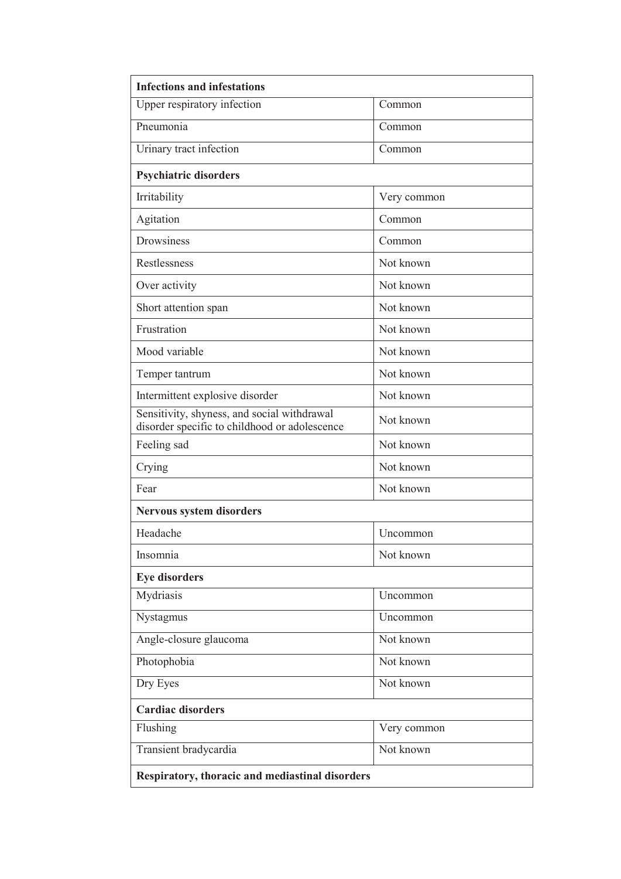| **Infections and infestations** | |
|---|---|
| Upper respiratory infection | Common |
| Pneumonia | Common |
| Urinary tract infection | Common |
| **Psychiatric disorders** | |
| Irritability | Very common |
| Agitation | Common |
| Drowsiness | Common |
| Restlessness | Not known |
| Over activity | Not known |
| Short attention span | Not known |
| Frustration | Not known |
| Mood variable | Not known |
| Temper tantrum | Not known |
| Intermittent explosive disorder | Not known |
| Sensitivity, shyness, and social withdrawal disorder specific to childhood or adolescence | Not known |
| Feeling sad | Not known |
| Crying | Not known |
| Fear | Not known |
| **Nervous system disorders** | |
| Headache | Uncommon |
| Insomnia | Not known |
| **Eye disorders** | |
| Mydriasis | Uncommon |
| Nystagmus | Uncommon |
| Angle-closure glaucoma | Not known |
| Photophobia | Not known |
| Dry Eyes | Not known |
| **Cardiac disorders** | |
| Flushing | Very common |
| Transient bradycardia | Not known |
| **Respiratory, thoracic and mediastinal disorders** | |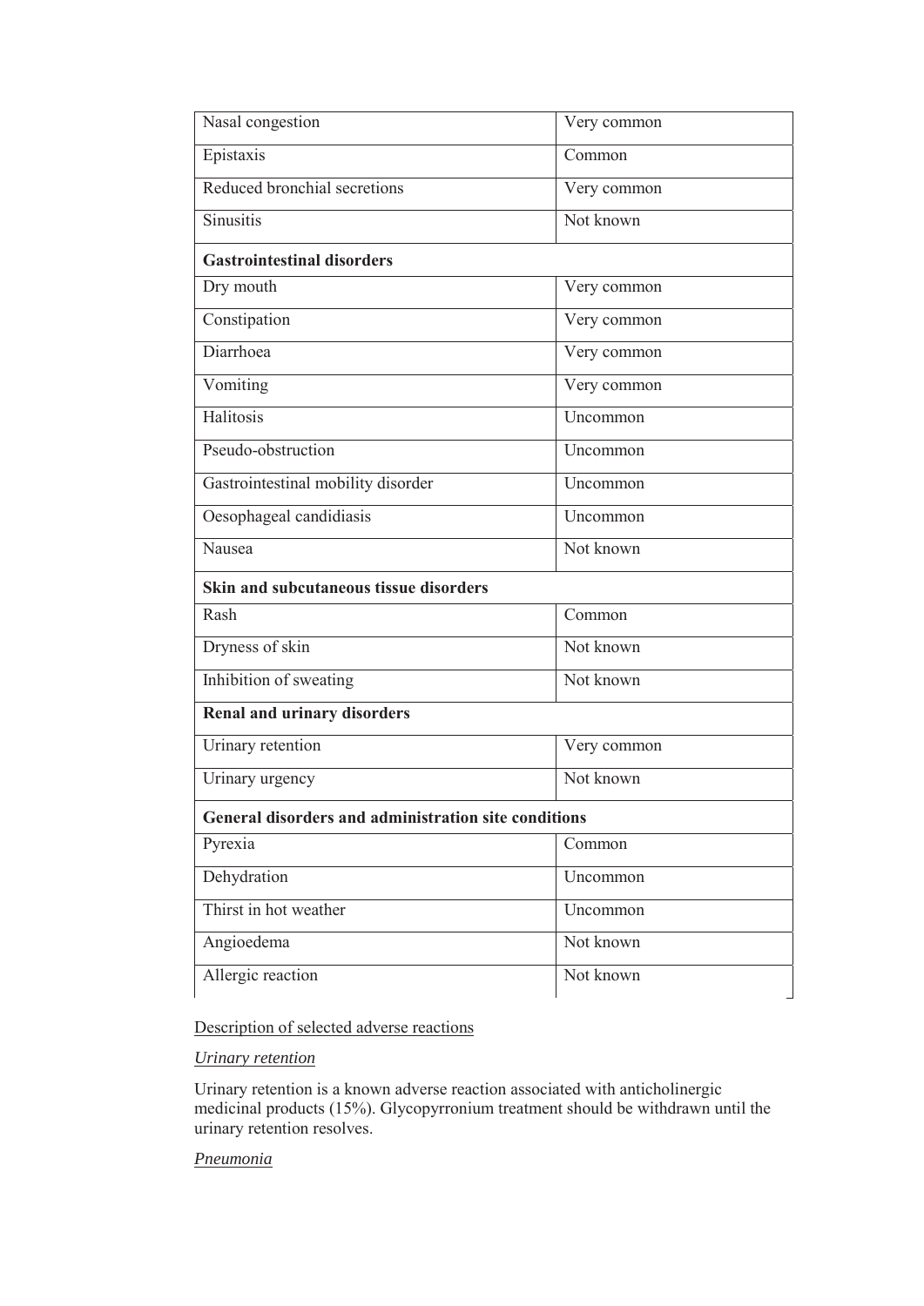| | |
|---|---|
| Nasal congestion | Very common |
| Epistaxis | Common |
| Reduced bronchial secretions | Very common |
| Sinusitis | Not known |
| **Gastrointestinal disorders** | |
| Dry mouth | Very common |
| Constipation | Very common |
| Diarrhoea | Very common |
| Vomiting | Very common |
| Halitosis | Uncommon |
| Pseudo-obstruction | Uncommon |
| Gastrointestinal mobility disorder | Uncommon |
| Oesophageal candidiasis | Uncommon |
| Nausea | Not known |
| **Skin and subcutaneous tissue disorders** | |
| Rash | Common |
| Dryness of skin | Not known |
| Inhibition of sweating | Not known |
| **Renal and urinary disorders** | |
| Urinary retention | Very common |
| Urinary urgency | Not known |
| **General disorders and administration site conditions** | |
| Pyrexia | Common |
| Dehydration | Uncommon |
| Thirst in hot weather | Uncommon |
| Angioedema | Not known |
| Allergic reaction | Not known |

Description of selected adverse reactions

*Urinary retention*

Urinary retention is a known adverse reaction associated with anticholinergic medicinal products (15%). Glycopyrronium treatment should be withdrawn until the urinary retention resolves.

*Pneumonia*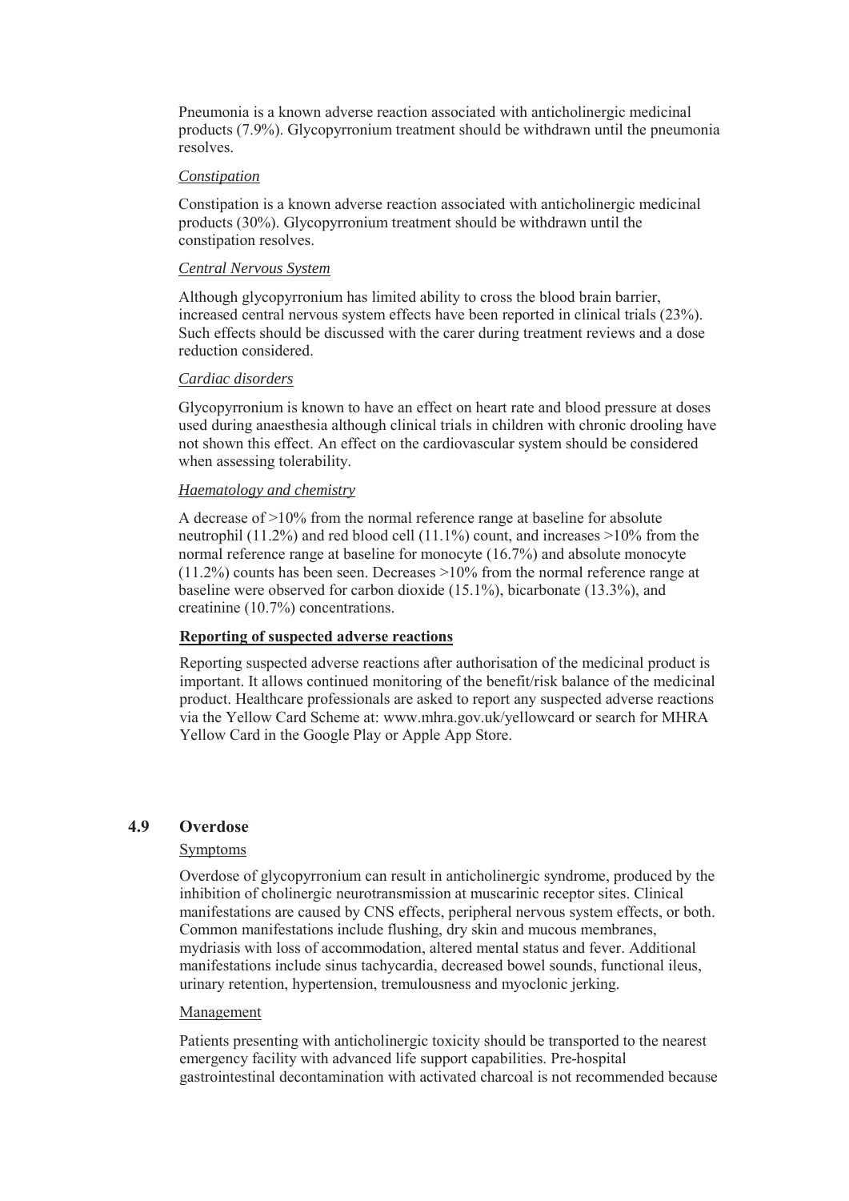Pneumonia is a known adverse reaction associated with anticholinergic medicinal products (7.9%). Glycopyrronium treatment should be withdrawn until the pneumonia resolves.

*Constipation*

Constipation is a known adverse reaction associated with anticholinergic medicinal products (30%). Glycopyrronium treatment should be withdrawn until the constipation resolves.

*Central Nervous System*

Although glycopyrronium has limited ability to cross the blood brain barrier, increased central nervous system effects have been reported in clinical trials (23%). Such effects should be discussed with the carer during treatment reviews and a dose reduction considered.

*Cardiac disorders*

Glycopyrronium is known to have an effect on heart rate and blood pressure at doses used during anaesthesia although clinical trials in children with chronic drooling have not shown this effect. An effect on the cardiovascular system should be considered when assessing tolerability.

*Haematology and chemistry*

A decrease of >10% from the normal reference range at baseline for absolute neutrophil (11.2%) and red blood cell (11.1%) count, and increases >10% from the normal reference range at baseline for monocyte (16.7%) and absolute monocyte (11.2%) counts has been seen. Decreases >10% from the normal reference range at baseline were observed for carbon dioxide (15.1%), bicarbonate (13.3%), and creatinine (10.7%) concentrations.

**Reporting of suspected adverse reactions**

Reporting suspected adverse reactions after authorisation of the medicinal product is important. It allows continued monitoring of the benefit/risk balance of the medicinal product. Healthcare professionals are asked to report any suspected adverse reactions via the Yellow Card Scheme at: www.mhra.gov.uk/yellowcard or search for MHRA Yellow Card in the Google Play or Apple App Store.

## 4.9 Overdose

Symptoms

Overdose of glycopyrronium can result in anticholinergic syndrome, produced by the inhibition of cholinergic neurotransmission at muscarinic receptor sites. Clinical manifestations are caused by CNS effects, peripheral nervous system effects, or both. Common manifestations include flushing, dry skin and mucous membranes, mydriasis with loss of accommodation, altered mental status and fever. Additional manifestations include sinus tachycardia, decreased bowel sounds, functional ileus, urinary retention, hypertension, tremulousness and myoclonic jerking.

Management

Patients presenting with anticholinergic toxicity should be transported to the nearest emergency facility with advanced life support capabilities. Pre-hospital gastrointestinal decontamination with activated charcoal is not recommended because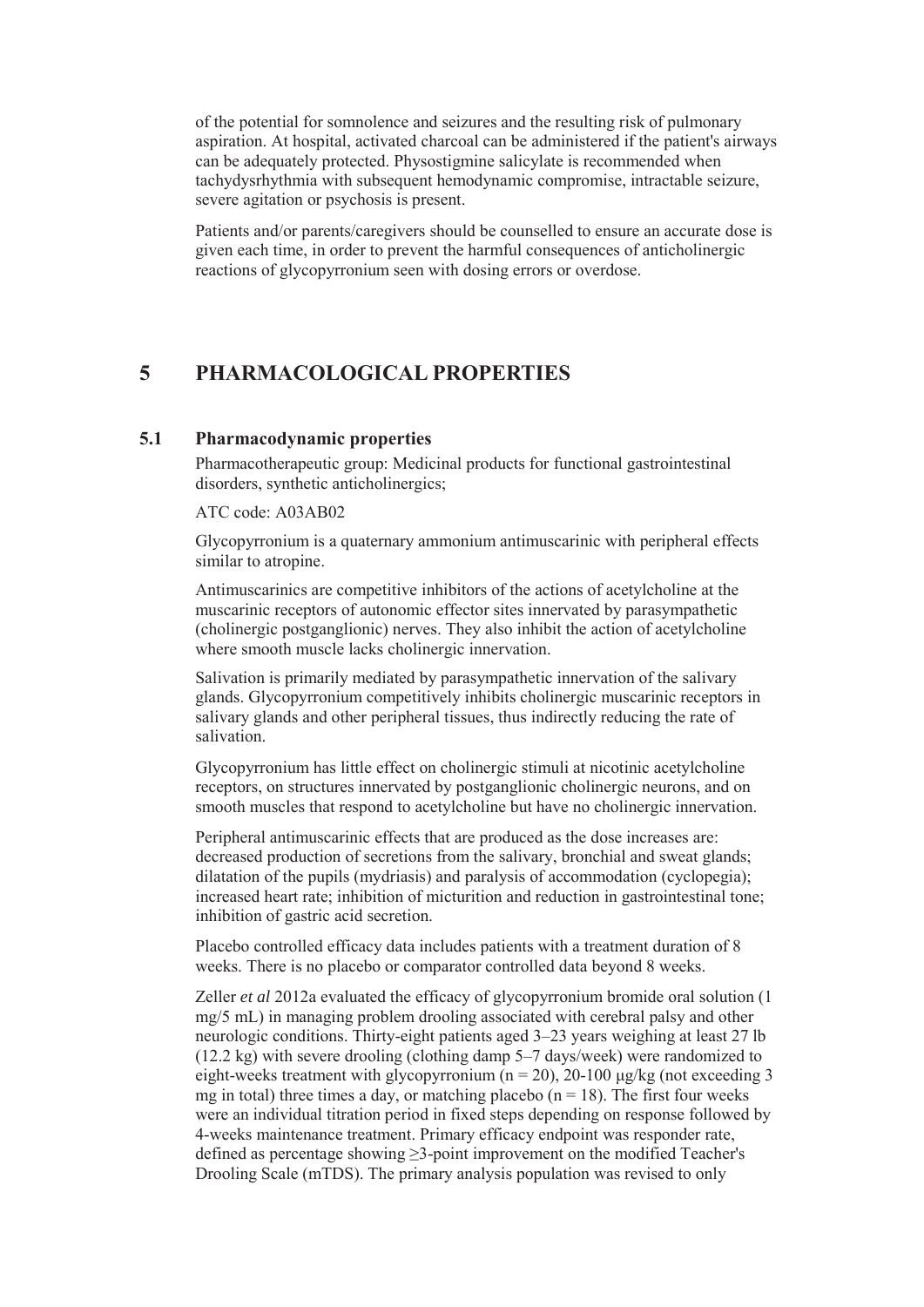of the potential for somnolence and seizures and the resulting risk of pulmonary aspiration. At hospital, activated charcoal can be administered if the patient's airways can be adequately protected. Physostigmine salicylate is recommended when tachydysrhythmia with subsequent hemodynamic compromise, intractable seizure, severe agitation or psychosis is present.

Patients and/or parents/caregivers should be counselled to ensure an accurate dose is given each time, in order to prevent the harmful consequences of anticholinergic reactions of glycopyrronium seen with dosing errors or overdose.

# 5 PHARMACOLOGICAL PROPERTIES

## 5.1 Pharmacodynamic properties

Pharmacotherapeutic group: Medicinal products for functional gastrointestinal disorders, synthetic anticholinergics;

ATC code: A03AB02

Glycopyrronium is a quaternary ammonium antimuscarinic with peripheral effects similar to atropine.

Antimuscarinics are competitive inhibitors of the actions of acetylcholine at the muscarinic receptors of autonomic effector sites innervated by parasympathetic (cholinergic postganglionic) nerves. They also inhibit the action of acetylcholine where smooth muscle lacks cholinergic innervation.

Salivation is primarily mediated by parasympathetic innervation of the salivary glands. Glycopyrronium competitively inhibits cholinergic muscarinic receptors in salivary glands and other peripheral tissues, thus indirectly reducing the rate of salivation.

Glycopyrronium has little effect on cholinergic stimuli at nicotinic acetylcholine receptors, on structures innervated by postganglionic cholinergic neurons, and on smooth muscles that respond to acetylcholine but have no cholinergic innervation.

Peripheral antimuscarinic effects that are produced as the dose increases are: decreased production of secretions from the salivary, bronchial and sweat glands; dilatation of the pupils (mydriasis) and paralysis of accommodation (cyclopegia); increased heart rate; inhibition of micturition and reduction in gastrointestinal tone; inhibition of gastric acid secretion.

Placebo controlled efficacy data includes patients with a treatment duration of 8 weeks. There is no placebo or comparator controlled data beyond 8 weeks.

Zeller *et al* 2012a evaluated the efficacy of glycopyrronium bromide oral solution (1 mg/5 mL) in managing problem drooling associated with cerebral palsy and other neurologic conditions. Thirty-eight patients aged 3–23 years weighing at least 27 lb (12.2 kg) with severe drooling (clothing damp 5–7 days/week) were randomized to eight-weeks treatment with glycopyrronium ($n = 20$), 20-100 µg/kg (not exceeding 3 mg in total) three times a day, or matching placebo ($n = 18$). The first four weeks were an individual titration period in fixed steps depending on response followed by 4-weeks maintenance treatment. Primary efficacy endpoint was responder rate, defined as percentage showing ≥3-point improvement on the modified Teacher's Drooling Scale (mTDS). The primary analysis population was revised to only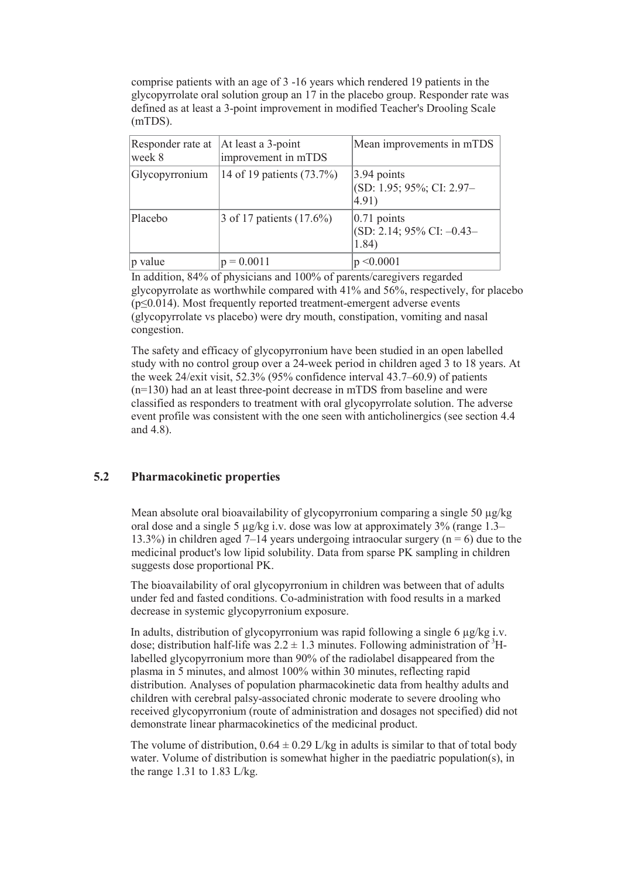comprise patients with an age of 3 -16 years which rendered 19 patients in the glycopyrrolate oral solution group an 17 in the placebo group. Responder rate was defined as at least a 3-point improvement in modified Teacher's Drooling Scale (mTDS).

| Responder rate at week 8 | At least a 3-point improvement in mTDS | Mean improvements in mTDS |
|---|---|---|
| Glycopyrronium | 14 of 19 patients (73.7%) | 3.94 points (SD: 1.95; 95%; CI: 2.97–4.91) |
| Placebo | 3 of 17 patients (17.6%) | 0.71 points (SD: 2.14; 95% CI: –0.43–1.84) |
| p value | $p = 0.0011$ | $p < 0.0001$ |

In addition, 84% of physicians and 100% of parents/caregivers regarded glycopyrrolate as worthwhile compared with 41% and 56%, respectively, for placebo ($p \leq 0.014$). Most frequently reported treatment-emergent adverse events (glycopyrrolate vs placebo) were dry mouth, constipation, vomiting and nasal congestion.

The safety and efficacy of glycopyrronium have been studied in an open labelled study with no control group over a 24-week period in children aged 3 to 18 years. At the week 24/exit visit, 52.3% (95% confidence interval 43.7–60.9) of patients (n=130) had an at least three-point decrease in mTDS from baseline and were classified as responders to treatment with oral glycopyrrolate solution. The adverse event profile was consistent with the one seen with anticholinergics (see section 4.4 and 4.8).

## 5.2 Pharmacokinetic properties

Mean absolute oral bioavailability of glycopyrronium comparing a single 50 µg/kg oral dose and a single 5 µg/kg i.v. dose was low at approximately 3% (range 1.3–13.3%) in children aged 7–14 years undergoing intraocular surgery (n = 6) due to the medicinal product's low lipid solubility. Data from sparse PK sampling in children suggests dose proportional PK.

The bioavailability of oral glycopyrronium in children was between that of adults under fed and fasted conditions. Co-administration with food results in a marked decrease in systemic glycopyrronium exposure.

In adults, distribution of glycopyrronium was rapid following a single 6 µg/kg i.v. dose; distribution half-life was $2.2 \pm 1.3$ minutes. Following administration of $^{3}$H-labelled glycopyrronium more than 90% of the radiolabel disappeared from the plasma in 5 minutes, and almost 100% within 30 minutes, reflecting rapid distribution. Analyses of population pharmacokinetic data from healthy adults and children with cerebral palsy-associated chronic moderate to severe drooling who received glycopyrronium (route of administration and dosages not specified) did not demonstrate linear pharmacokinetics of the medicinal product.

The volume of distribution, $0.64 \pm 0.29$ L/kg in adults is similar to that of total body water. Volume of distribution is somewhat higher in the paediatric population(s), in the range 1.31 to 1.83 L/kg.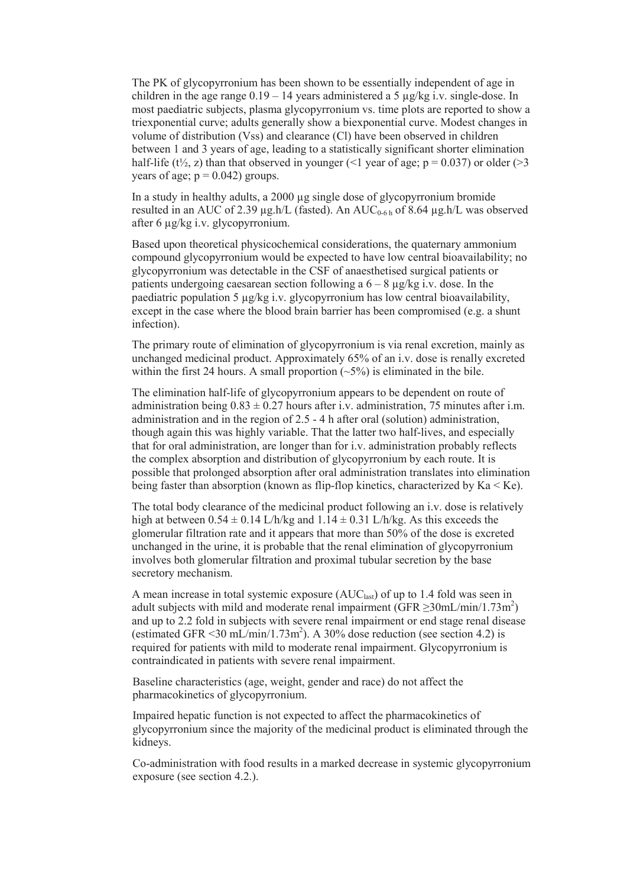The PK of glycopyrronium has been shown to be essentially independent of age in children in the age range 0.19 – 14 years administered a 5 µg/kg i.v. single-dose. In most paediatric subjects, plasma glycopyrronium vs. time plots are reported to show a triexponential curve; adults generally show a biexponential curve. Modest changes in volume of distribution (Vss) and clearance (Cl) have been observed in children between 1 and 3 years of age, leading to a statistically significant shorter elimination half-life (t½, z) than that observed in younger (<1 year of age; $p = 0.037$) or older (>3 years of age; $p = 0.042$) groups.

In a study in healthy adults, a 2000 µg single dose of glycopyrronium bromide resulted in an AUC of 2.39 µg.h/L (fasted). An $AUC_{0\text{-}6\,h}$ of 8.64 µg.h/L was observed after 6 µg/kg i.v. glycopyrronium.

Based upon theoretical physicochemical considerations, the quaternary ammonium compound glycopyrronium would be expected to have low central bioavailability; no glycopyrronium was detectable in the CSF of anaesthetised surgical patients or patients undergoing caesarean section following a 6 – 8 µg/kg i.v. dose. In the paediatric population 5 µg/kg i.v. glycopyrronium has low central bioavailability, except in the case where the blood brain barrier has been compromised (e.g. a shunt infection).

The primary route of elimination of glycopyrronium is via renal excretion, mainly as unchanged medicinal product. Approximately 65% of an i.v. dose is renally excreted within the first 24 hours. A small proportion (~5%) is eliminated in the bile.

The elimination half-life of glycopyrronium appears to be dependent on route of administration being 0.83 ± 0.27 hours after i.v. administration, 75 minutes after i.m. administration and in the region of 2.5 - 4 h after oral (solution) administration, though again this was highly variable. That the latter two half-lives, and especially that for oral administration, are longer than for i.v. administration probably reflects the complex absorption and distribution of glycopyrronium by each route. It is possible that prolonged absorption after oral administration translates into elimination being faster than absorption (known as flip-flop kinetics, characterized by Ka < Ke).

The total body clearance of the medicinal product following an i.v. dose is relatively high at between 0.54 ± 0.14 L/h/kg and 1.14 ± 0.31 L/h/kg. As this exceeds the glomerular filtration rate and it appears that more than 50% of the dose is excreted unchanged in the urine, it is probable that the renal elimination of glycopyrronium involves both glomerular filtration and proximal tubular secretion by the base secretory mechanism.

A mean increase in total systemic exposure ($AUC_{last}$) of up to 1.4 fold was seen in adult subjects with mild and moderate renal impairment (GFR ≥30mL/min/1.73m$^2$) and up to 2.2 fold in subjects with severe renal impairment or end stage renal disease (estimated GFR <30 mL/min/1.73m$^2$). A 30% dose reduction (see section 4.2) is required for patients with mild to moderate renal impairment. Glycopyrronium is contraindicated in patients with severe renal impairment.

Baseline characteristics (age, weight, gender and race) do not affect the pharmacokinetics of glycopyrronium.

Impaired hepatic function is not expected to affect the pharmacokinetics of glycopyrronium since the majority of the medicinal product is eliminated through the kidneys.

Co-administration with food results in a marked decrease in systemic glycopyrronium exposure (see section 4.2.).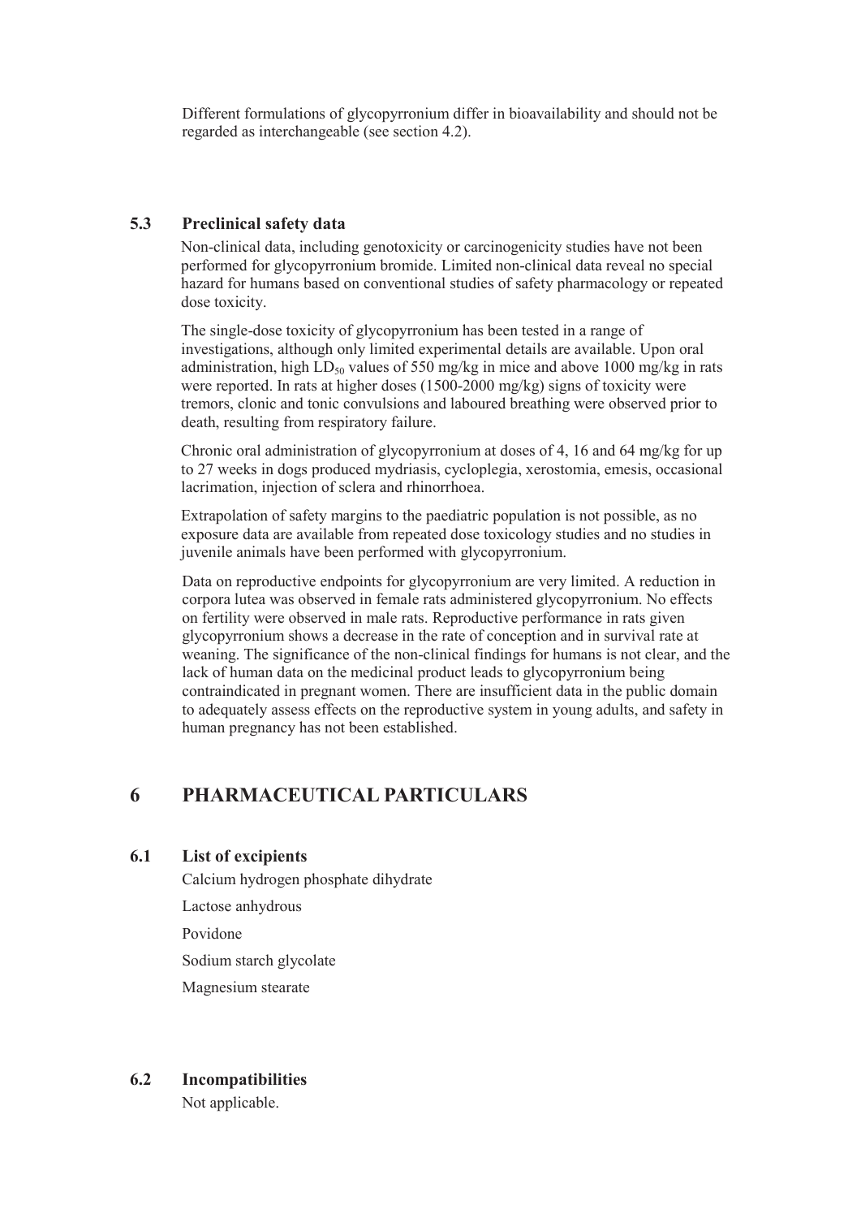Different formulations of glycopyrronium differ in bioavailability and should not be regarded as interchangeable (see section 4.2).

### 5.3 Preclinical safety data

Non-clinical data, including genotoxicity or carcinogenicity studies have not been performed for glycopyrronium bromide. Limited non-clinical data reveal no special hazard for humans based on conventional studies of safety pharmacology or repeated dose toxicity.

The single-dose toxicity of glycopyrronium has been tested in a range of investigations, although only limited experimental details are available. Upon oral administration, high $LD_{50}$ values of 550 mg/kg in mice and above 1000 mg/kg in rats were reported. In rats at higher doses (1500-2000 mg/kg) signs of toxicity were tremors, clonic and tonic convulsions and laboured breathing were observed prior to death, resulting from respiratory failure.

Chronic oral administration of glycopyrronium at doses of 4, 16 and 64 mg/kg for up to 27 weeks in dogs produced mydriasis, cycloplegia, xerostomia, emesis, occasional lacrimation, injection of sclera and rhinorrhoea.

Extrapolation of safety margins to the paediatric population is not possible, as no exposure data are available from repeated dose toxicology studies and no studies in juvenile animals have been performed with glycopyrronium.

Data on reproductive endpoints for glycopyrronium are very limited. A reduction in corpora lutea was observed in female rats administered glycopyrronium. No effects on fertility were observed in male rats. Reproductive performance in rats given glycopyrronium shows a decrease in the rate of conception and in survival rate at weaning. The significance of the non-clinical findings for humans is not clear, and the lack of human data on the medicinal product leads to glycopyrronium being contraindicated in pregnant women. There are insufficient data in the public domain to adequately assess effects on the reproductive system in young adults, and safety in human pregnancy has not been established.

## 6 PHARMACEUTICAL PARTICULARS

### 6.1 List of excipients

Calcium hydrogen phosphate dihydrate

Lactose anhydrous

Povidone

Sodium starch glycolate

Magnesium stearate

### 6.2 Incompatibilities

Not applicable.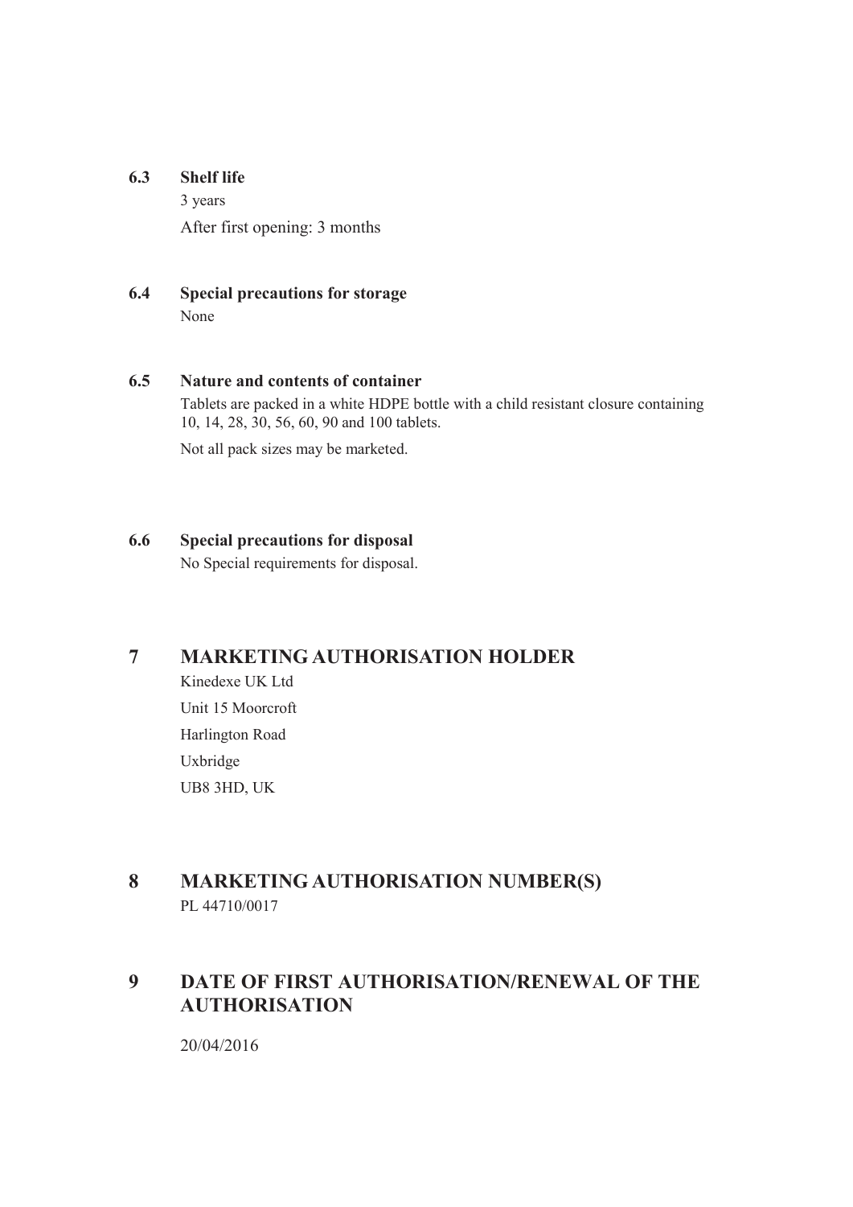### 6.3 Shelf life

3 years

After first opening: 3 months

### 6.4 Special precautions for storage

None

### 6.5 Nature and contents of container

Tablets are packed in a white HDPE bottle with a child resistant closure containing 10, 14, 28, 30, 56, 60, 90 and 100 tablets.

Not all pack sizes may be marketed.

### 6.6 Special precautions for disposal

No Special requirements for disposal.

## 7 MARKETING AUTHORISATION HOLDER

Kinedexe UK Ltd

Unit 15 Moorcroft

Harlington Road

Uxbridge

UB8 3HD, UK

## 8 MARKETING AUTHORISATION NUMBER(S)

PL 44710/0017

## 9 DATE OF FIRST AUTHORISATION/RENEWAL OF THE AUTHORISATION

20/04/2016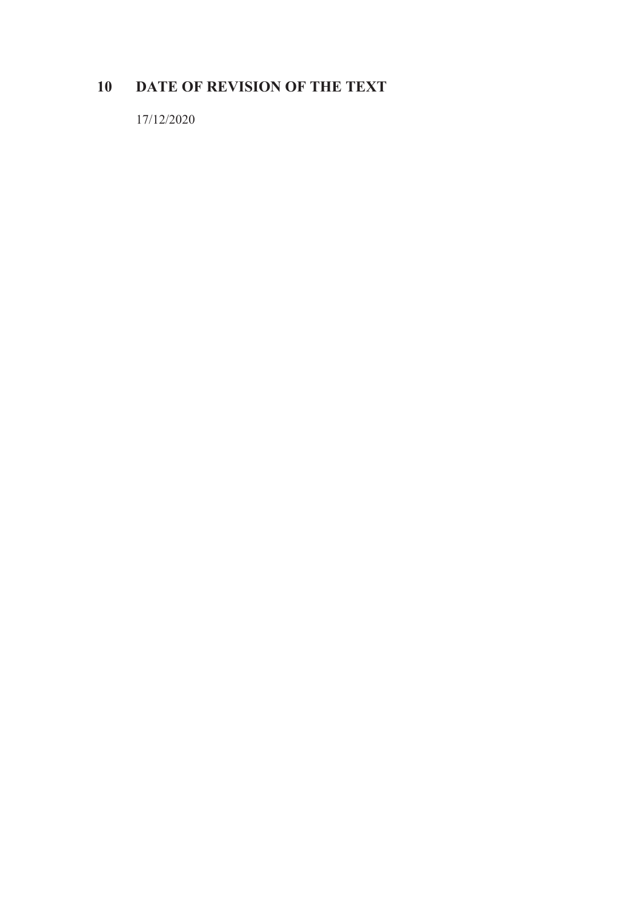## 10 DATE OF REVISION OF THE TEXT

17/12/2020